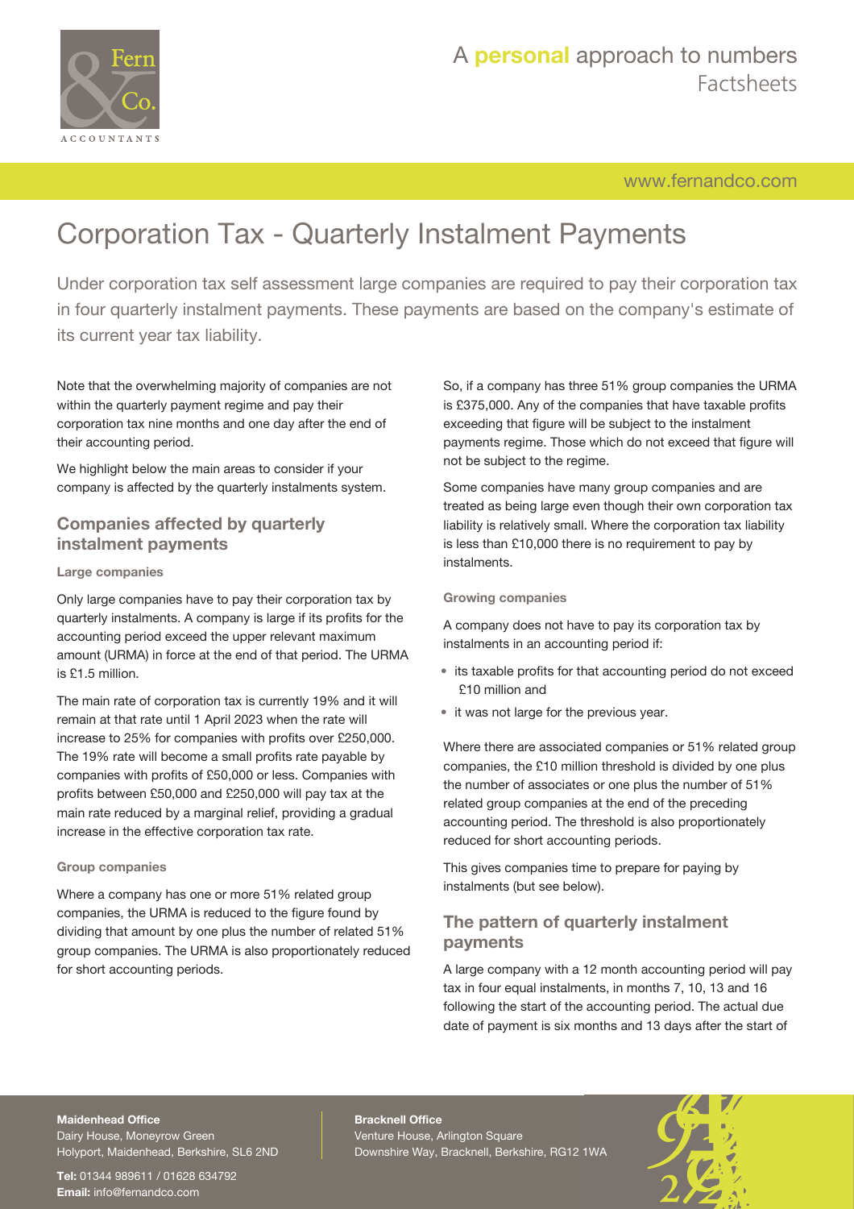# Corporation Tax - Quarterly Instalment Payments

Under corporation tax self assessment large companies are required to pay their corporation tax in four quarterly instalment payments. These payments are based on the company's estimate of its current year tax liability.

Note that the overwhelming majority of companies are not within the quarterly payment regime and pay their corporation tax nine months and one day after the end of their accounting period.

We highlight below the main areas to consider if your company is affected by the quarterly instalments system.

## Companies affected by quarterly instalment payments

### Large companies

Only large companies have to pay their corporation tax by quarterly instalments. A company is large if its profits for the accounting period exceed the upper relevant maximum amount (URMA) in force at the end of that period. The URMA is £1.5 million.

The main rate of corporation tax is currently 19% and it will remain at that rate until 1 April 2023 when the rate will increase to 25% for companies with profits over £250,000. The 19% rate will become a small profits rate payable by companies with profits of £50,000 or less. Companies with profits between £50,000 and £250,000 will pay tax at the main rate reduced by a marginal relief, providing a gradual increase in the effective corporation tax rate.

### Group companies

Where a company has one or more 51% related group companies, the URMA is reduced to the figure found by dividing that amount by one plus the number of related 51% group companies. The URMA is also proportionately reduced for short accounting periods.

So, if a company has three 51% group companies the URMA is £375,000. Any of the companies that have taxable profits exceeding that figure will be subject to the instalment payments regime. Those which do not exceed that figure will not be subject to the regime.

Some companies have many group companies and are treated as being large even though their own corporation tax liability is relatively small. Where the corporation tax liability is less than £10,000 there is no requirement to pay by instalments.

### Growing companies

A company does not have to pay its corporation tax by instalments in an accounting period if:

- its taxable profits for that accounting period do not exceed £10 million and
- it was not large for the previous year.

Where there are associated companies or 51% related group companies, the £10 million threshold is divided by one plus the number of associates or one plus the number of 51% related group companies at the end of the preceding accounting period. The threshold is also proportionately reduced for short accounting periods.

This gives companies time to prepare for paying by instalments (but see below).

## The pattern of quarterly instalment payments

A large company with a 12 month accounting period will pay tax in four equal instalments, in months 7, 10, 13 and 16 following the start of the accounting period. The actual due date of payment is six months and 13 days after the start of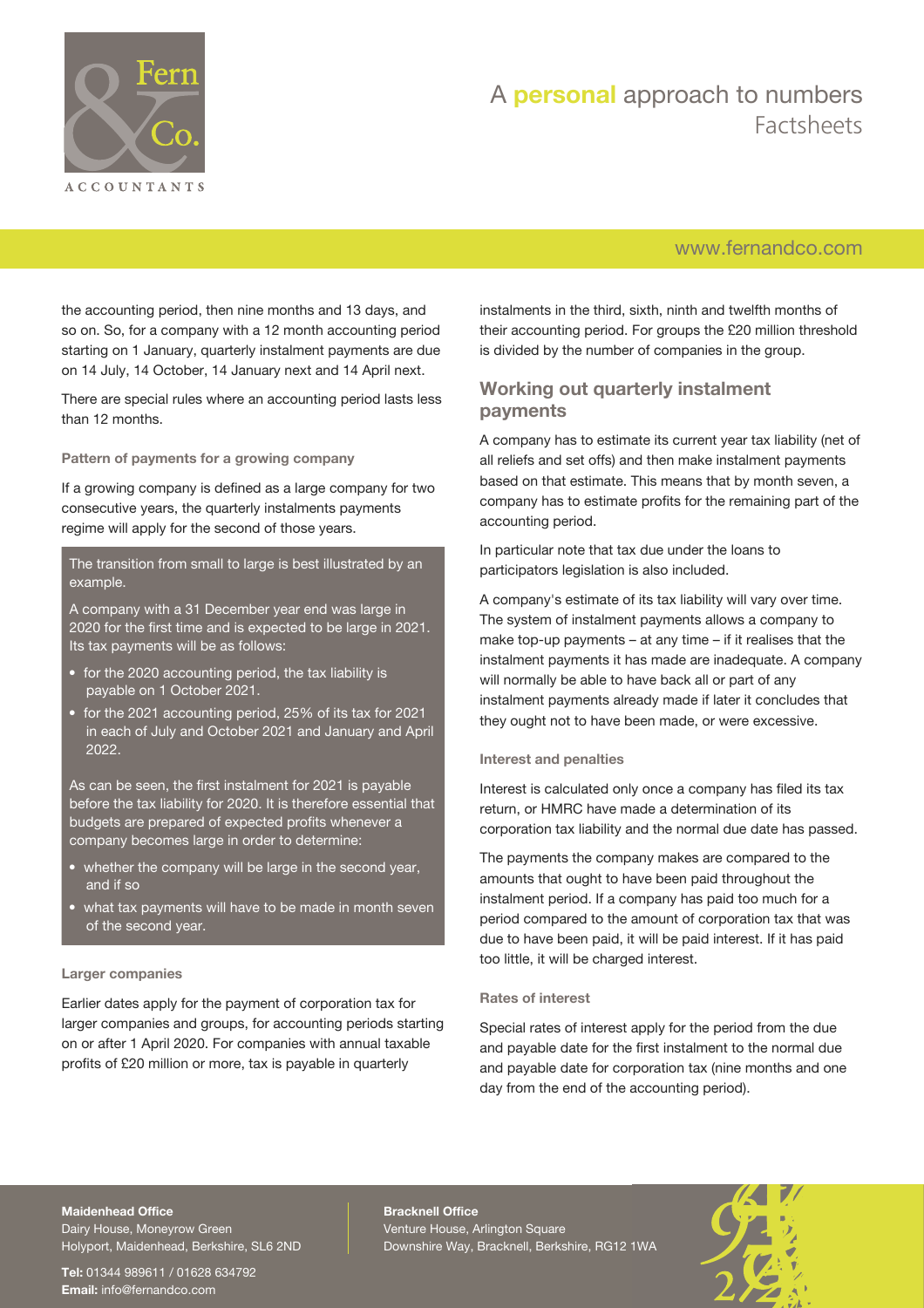the accounting period, then nine months and 13 days, and so on. So, for a company with a 12 month accounting period starting on 1 January, quarterly instalment payments are due on 14 July, 14 October, 14 January next and 14 April next.

There are special rules where an accounting period lasts less than 12 months.

#### Pattern of payments for a growing company

If a growing company is defined as a large company for two consecutive years, the quarterly instalments payments regime will apply for the second of those years.

> The transition from small to large is best illustrated by an example.
>
> A company with a 31 December year end was large in 2020 for the first time and is expected to be large in 2021. Its tax payments will be as follows:
>
> - for the 2020 accounting period, the tax liability is payable on 1 October 2021.
> - for the 2021 accounting period, 25% of its tax for 2021 in each of July and October 2021 and January and April 2022.
>
> As can be seen, the first instalment for 2021 is payable before the tax liability for 2020. It is therefore essential that budgets are prepared of expected profits whenever a company becomes large in order to determine:
>
> - whether the company will be large in the second year, and if so
> - what tax payments will have to be made in month seven of the second year.

#### Larger companies

Earlier dates apply for the payment of corporation tax for larger companies and groups, for accounting periods starting on or after 1 April 2020. For companies with annual taxable profits of £20 million or more, tax is payable in quarterly instalments in the third, sixth, ninth and twelfth months of their accounting period. For groups the £20 million threshold is divided by the number of companies in the group.

## Working out quarterly instalment payments

A company has to estimate its current year tax liability (net of all reliefs and set offs) and then make instalment payments based on that estimate. This means that by month seven, a company has to estimate profits for the remaining part of the accounting period.

In particular note that tax due under the loans to participators legislation is also included.

A company's estimate of its tax liability will vary over time. The system of instalment payments allows a company to make top-up payments – at any time – if it realises that the instalment payments it has made are inadequate. A company will normally be able to have back all or part of any instalment payments already made if later it concludes that they ought not to have been made, or were excessive.

#### Interest and penalties

Interest is calculated only once a company has filed its tax return, or HMRC have made a determination of its corporation tax liability and the normal due date has passed.

The payments the company makes are compared to the amounts that ought to have been paid throughout the instalment period. If a company has paid too much for a period compared to the amount of corporation tax that was due to have been paid, it will be paid interest. If it has paid too little, it will be charged interest.

#### Rates of interest

Special rates of interest apply for the period from the due and payable date for the first instalment to the normal due and payable date for corporation tax (nine months and one day from the end of the accounting period).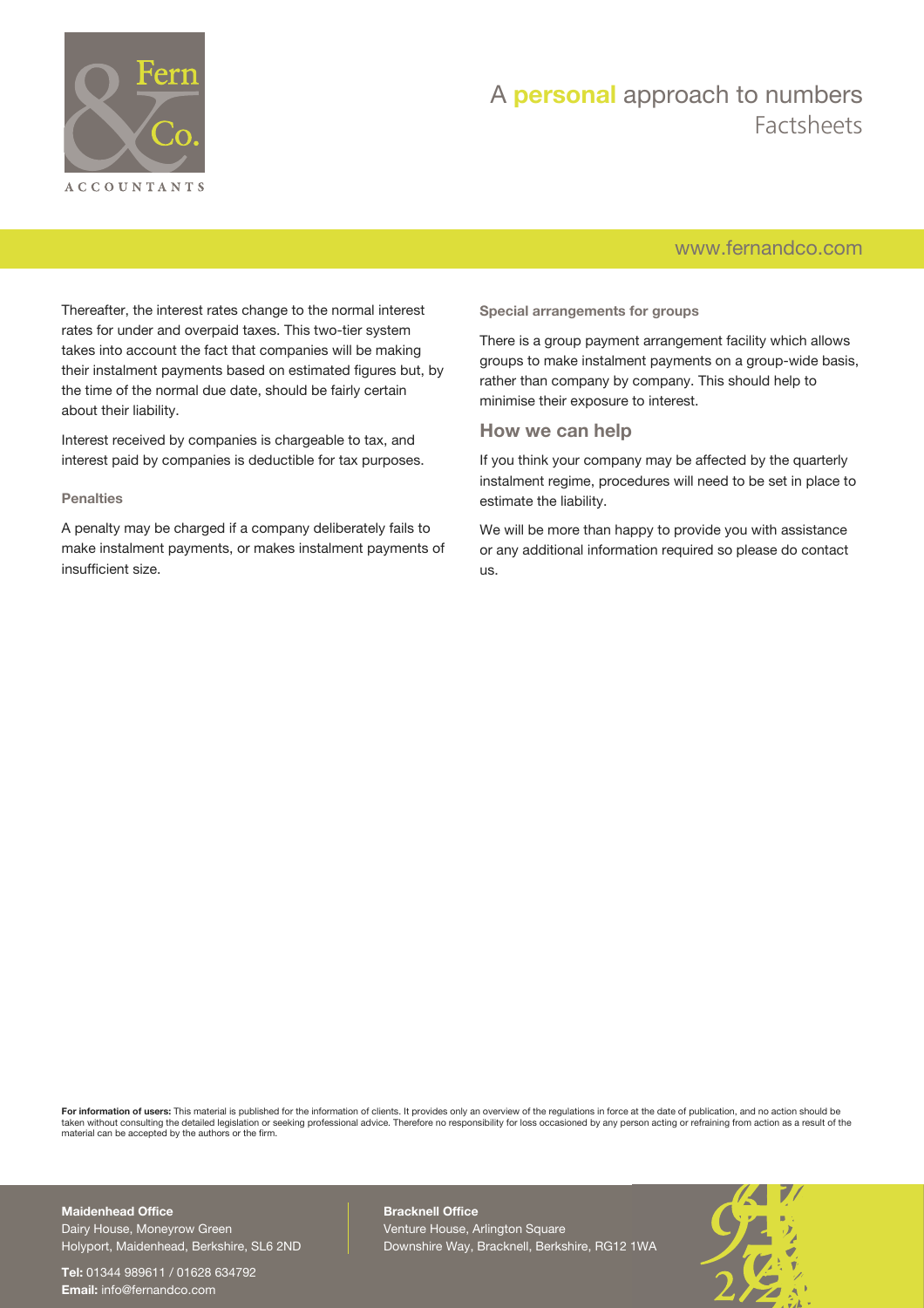Thereafter, the interest rates change to the normal interest rates for under and overpaid taxes. This two-tier system takes into account the fact that companies will be making their instalment payments based on estimated figures but, by the time of the normal due date, should be fairly certain about their liability.

Interest received by companies is chargeable to tax, and interest paid by companies is deductible for tax purposes.

#### Penalties

A penalty may be charged if a company deliberately fails to make instalment payments, or makes instalment payments of insufficient size.

#### Special arrangements for groups

There is a group payment arrangement facility which allows groups to make instalment payments on a group-wide basis, rather than company by company. This should help to minimise their exposure to interest.

### How we can help

If you think your company may be affected by the quarterly instalment regime, procedures will need to be set in place to estimate the liability.

We will be more than happy to provide you with assistance or any additional information required so please do contact us.

**For information of users:** This material is published for the information of clients. It provides only an overview of the regulations in force at the date of publication, and no action should be taken without consulting the detailed legislation or seeking professional advice. Therefore no responsibility for loss occasioned by any person acting or refraining from action as a result of the material can be accepted by the authors or the firm.

**Maidenhead Office**
Dairy House, Moneyrow Green
Holyport, Maidenhead, Berkshire, SL6 2ND

**Tel:** 01344 989611 / 01628 634792
**Email:** info@fernandco.com

**Bracknell Office**
Venture House, Arlington Square
Downshire Way, Bracknell, Berkshire, RG12 1WA